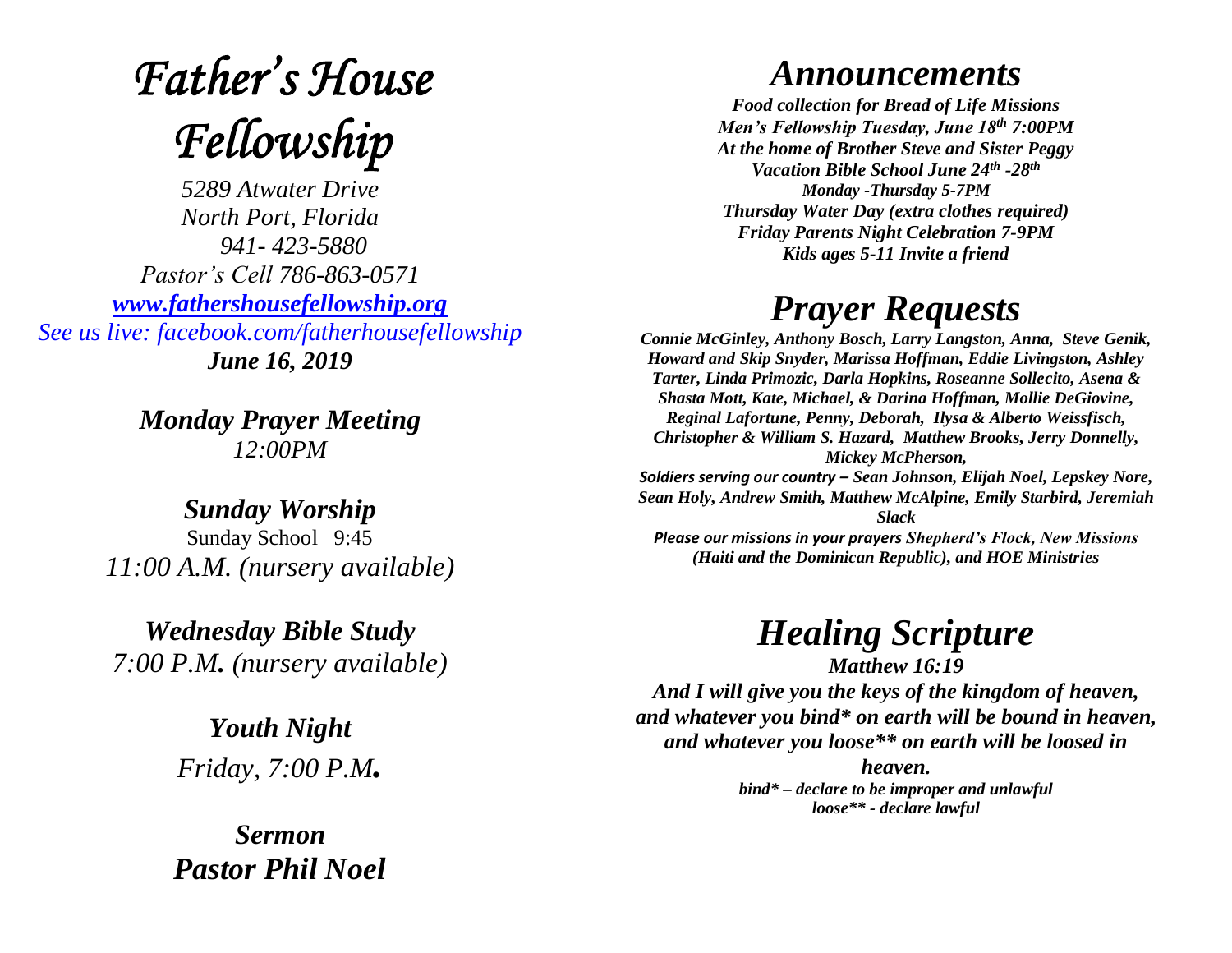# *Father's House Fellowship*

*5289 Atwater Drive*
*North Port, Florida*
*941- 423-5880*
*Pastor's Cell 786-863-0571*
*www.fathershousefellowship.org*
*See us live: facebook.com/fatherhousefellowship*
***June 16, 2019***

## *Monday Prayer Meeting*
*12:00PM*

## *Sunday Worship*
Sunday School 9:45
*11:00 A.M. (nursery available)*

## *Wednesday Bible Study*
*7:00 P.M. (nursery available)*

## *Youth Night*
*Friday, 7:00 P.M.*

## *Sermon*
## *Pastor Phil Noel*

# *Announcements*

***Food collection for Bread of Life Missions***
***Men's Fellowship Tuesday, June 18th 7:00PM***
***At the home of Brother Steve and Sister Peggy***
***Vacation Bible School June 24th -28th***
***Monday -Thursday 5-7PM***
***Thursday Water Day (extra clothes required)***
***Friday Parents Night Celebration 7-9PM***
***Kids ages 5-11 Invite a friend***

# *Prayer Requests*

***Connie McGinley, Anthony Bosch, Larry Langston, Anna, Steve Genik, Howard and Skip Snyder, Marissa Hoffman, Eddie Livingston, Ashley Tarter, Linda Primozic, Darla Hopkins, Roseanne Sollecito, Asena & Shasta Mott, Kate, Michael, & Darina Hoffman, Mollie DeGiovine, Reginal Lafortune, Penny, Deborah, Ilysa & Alberto Weissfisch, Christopher & William S. Hazard, Matthew Brooks, Jerry Donnelly, Mickey McPherson,***

***Soldiers serving our country – Sean Johnson, Elijah Noel, Lepskey Nore, Sean Holy, Andrew Smith, Matthew McAlpine, Emily Starbird, Jeremiah Slack***

***Please our missions in your prayers Shepherd's Flock, New Missions (Haiti and the Dominican Republic), and HOE Ministries***

# *Healing Scripture*

***Matthew 16:19***

***And I will give you the keys of the kingdom of heaven, and whatever you bind* on earth will be bound in heaven, and whatever you loose** on earth will be loosed in heaven.***

***bind* – declare to be improper and unlawful***
***loose** - declare lawful***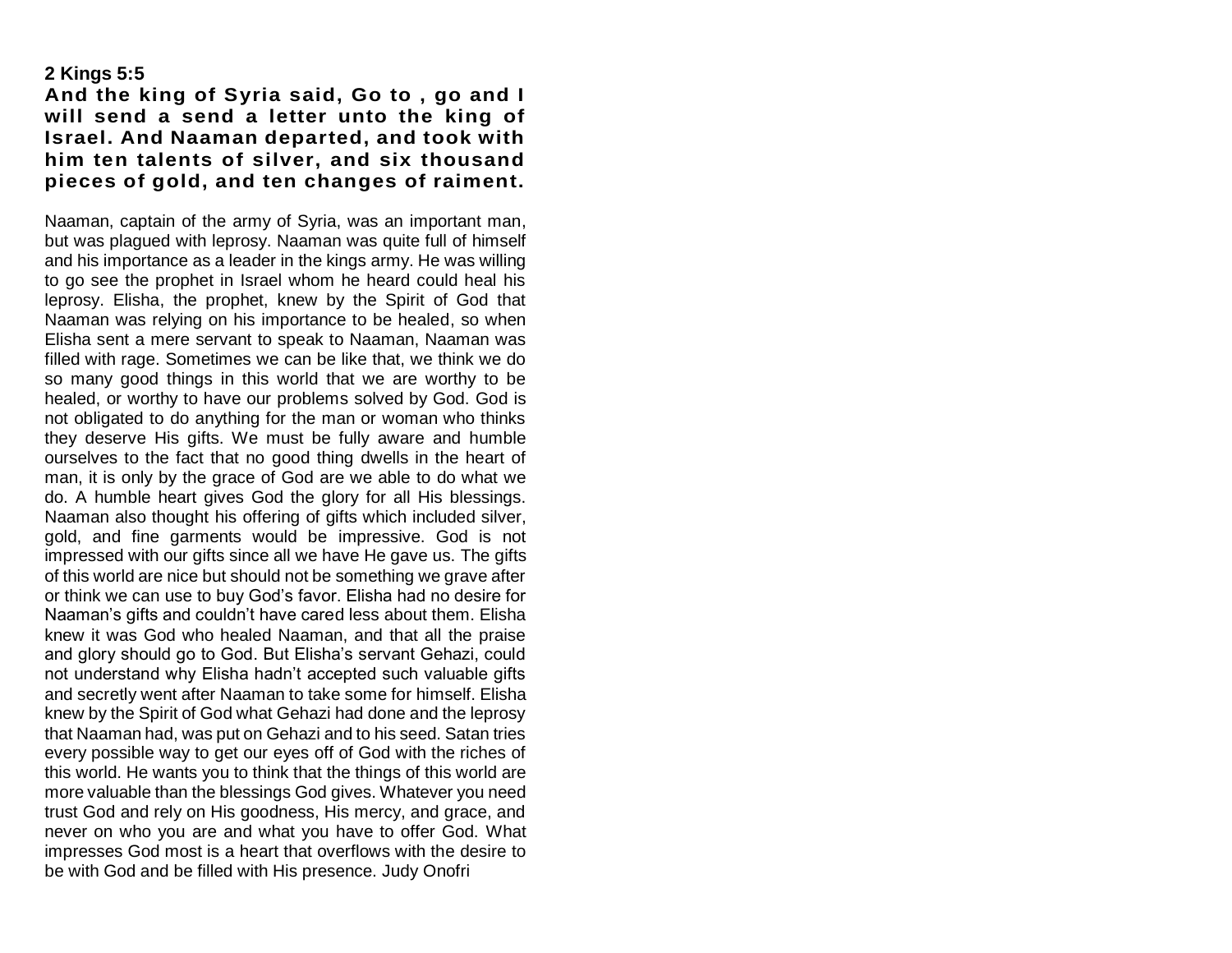**2 Kings 5:5**

**And the king of Syria said, Go to , go and I will send a send a letter unto the king of Israel. And Naaman departed, and took with him ten talents of silver, and six thousand pieces of gold, and ten changes of raiment.**

Naaman, captain of the army of Syria, was an important man, but was plagued with leprosy. Naaman was quite full of himself and his importance as a leader in the kings army. He was willing to go see the prophet in Israel whom he heard could heal his leprosy. Elisha, the prophet, knew by the Spirit of God that Naaman was relying on his importance to be healed, so when Elisha sent a mere servant to speak to Naaman, Naaman was filled with rage. Sometimes we can be like that, we think we do so many good things in this world that we are worthy to be healed, or worthy to have our problems solved by God. God is not obligated to do anything for the man or woman who thinks they deserve His gifts. We must be fully aware and humble ourselves to the fact that no good thing dwells in the heart of man, it is only by the grace of God are we able to do what we do. A humble heart gives God the glory for all His blessings. Naaman also thought his offering of gifts which included silver, gold, and fine garments would be impressive. God is not impressed with our gifts since all we have He gave us. The gifts of this world are nice but should not be something we grave after or think we can use to buy God's favor. Elisha had no desire for Naaman's gifts and couldn't have cared less about them. Elisha knew it was God who healed Naaman, and that all the praise and glory should go to God. But Elisha's servant Gehazi, could not understand why Elisha hadn't accepted such valuable gifts and secretly went after Naaman to take some for himself. Elisha knew by the Spirit of God what Gehazi had done and the leprosy that Naaman had, was put on Gehazi and to his seed. Satan tries every possible way to get our eyes off of God with the riches of this world. He wants you to think that the things of this world are more valuable than the blessings God gives. Whatever you need trust God and rely on His goodness, His mercy, and grace, and never on who you are and what you have to offer God. What impresses God most is a heart that overflows with the desire to be with God and be filled with His presence. Judy Onofri